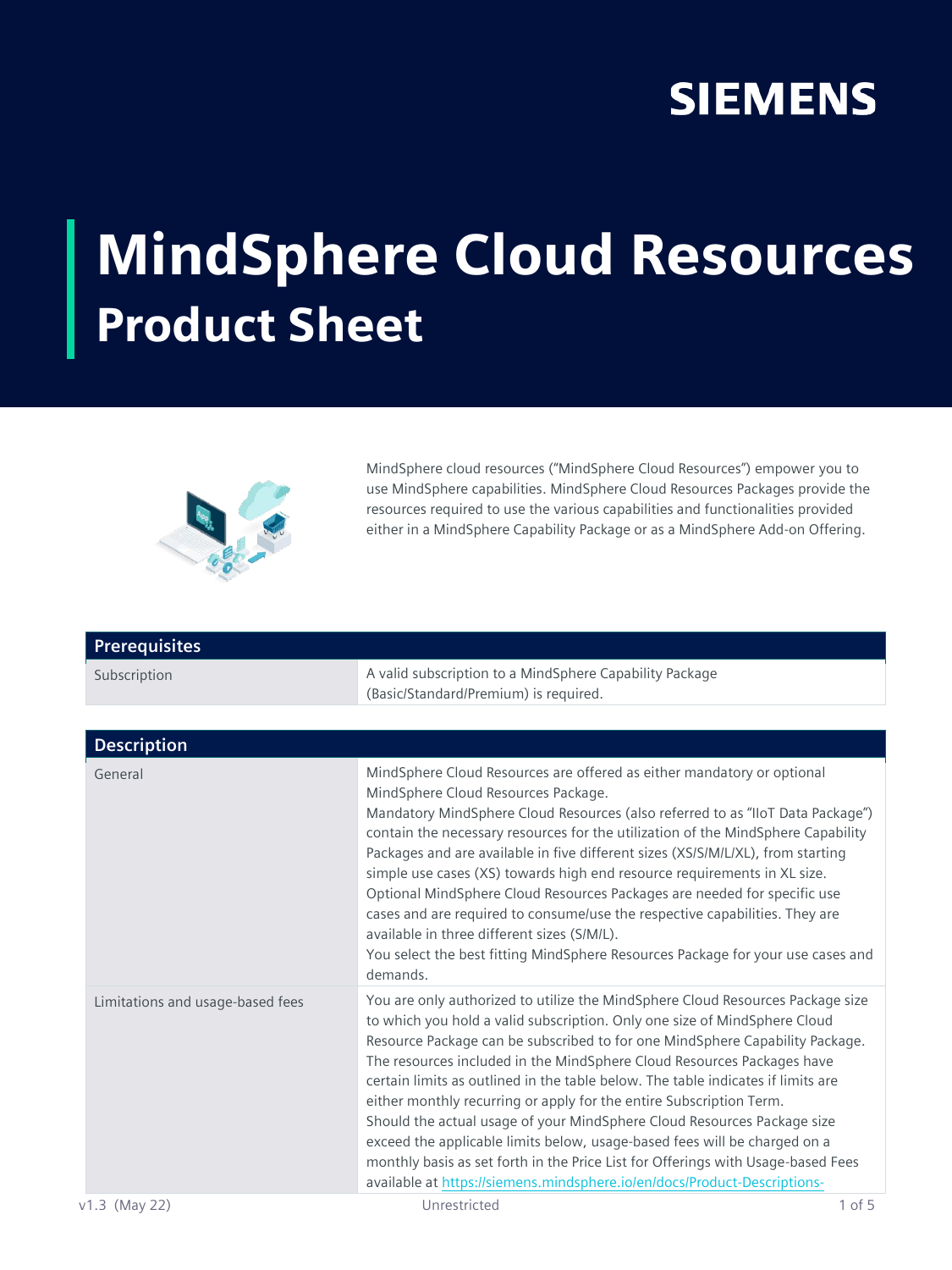# MindSphere Cloud Resources

## Product Sheet

MindSphere cloud resources ("MindSphere Cloud Resources") empower you to use MindSphere capabilities. MindSphere Cloud Resources Packages provide the resources required to use the various capabilities and functionalities provided either in a MindSphere Capability Package or as a MindSphere Add-on Offering.

| Prerequisites | |
|---|---|
| Subscription | A valid subscription to a MindSphere Capability Package (Basic/Standard/Premium) is required. |

| Description | |
|---|---|
| General | MindSphere Cloud Resources are offered as either mandatory or optional MindSphere Cloud Resources Package. Mandatory MindSphere Cloud Resources (also referred to as "IIoT Data Package") contain the necessary resources for the utilization of the MindSphere Capability Packages and are available in five different sizes (XS/S/M/L/XL), from starting simple use cases (XS) towards high end resource requirements in XL size. Optional MindSphere Cloud Resources Packages are needed for specific use cases and are required to consume/use the respective capabilities. They are available in three different sizes (S/M/L). You select the best fitting MindSphere Resources Package for your use cases and demands. |
| Limitations and usage-based fees | You are only authorized to utilize the MindSphere Cloud Resources Package size to which you hold a valid subscription. Only one size of MindSphere Cloud Resource Package can be subscribed to for one MindSphere Capability Package. The resources included in the MindSphere Cloud Resources Packages have certain limits as outlined in the table below. The table indicates if limits are either monthly recurring or apply for the entire Subscription Term. Should the actual usage of your MindSphere Cloud Resources Package size exceed the applicable limits below, usage-based fees will be charged on a monthly basis as set forth in the Price List for Offerings with Usage-based Fees available at https://siemens.mindsphere.io/en/docs/Product-Descriptions- |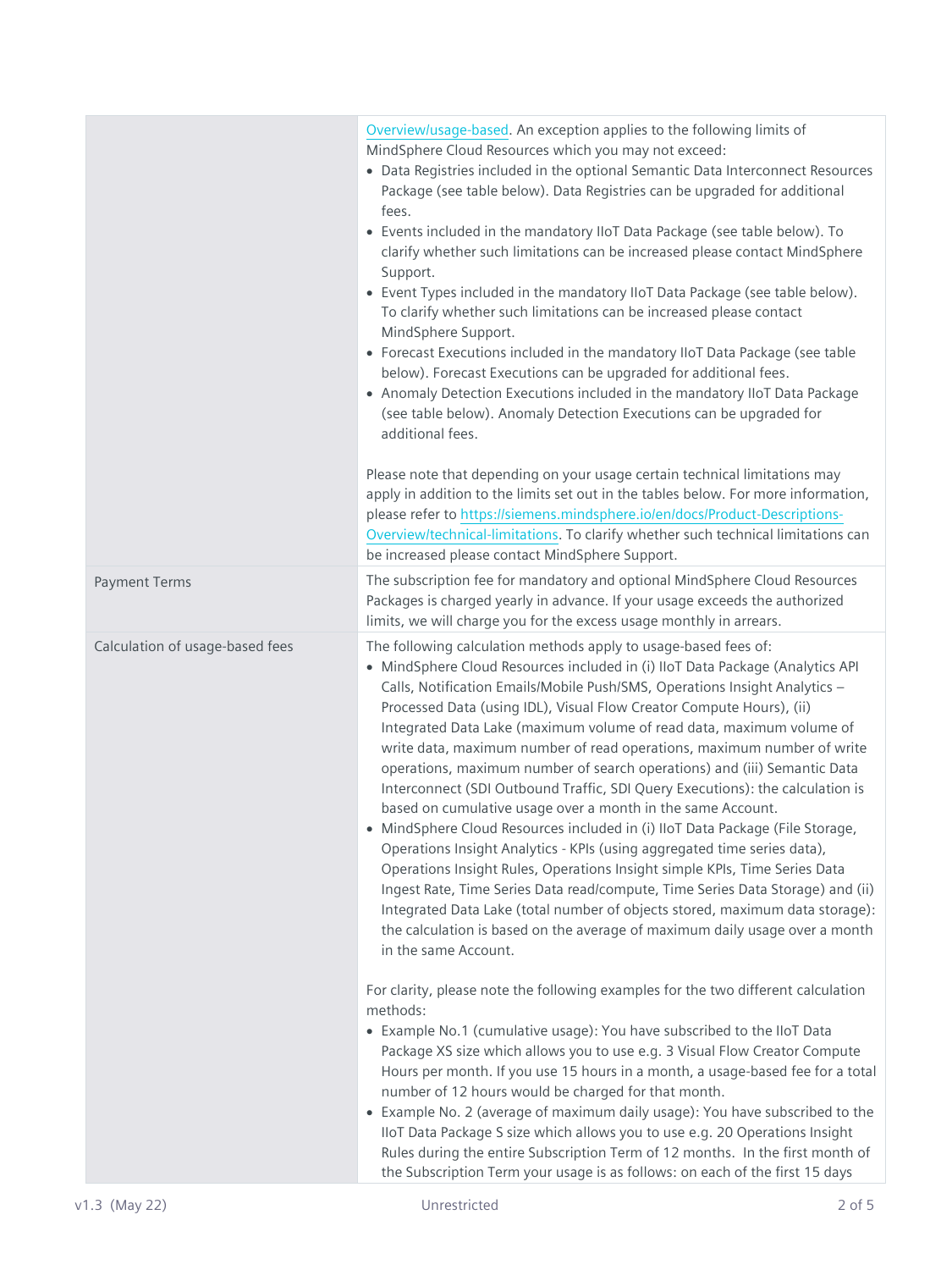| | |
|---|---|
| | Overview/usage-based. An exception applies to the following limits of MindSphere Cloud Resources which you may not exceed:<br>• Data Registries included in the optional Semantic Data Interconnect Resources Package (see table below). Data Registries can be upgraded for additional fees.<br>• Events included in the mandatory IIoT Data Package (see table below). To clarify whether such limitations can be increased please contact MindSphere Support.<br>• Event Types included in the mandatory IIoT Data Package (see table below). To clarify whether such limitations can be increased please contact MindSphere Support.<br>• Forecast Executions included in the mandatory IIoT Data Package (see table below). Forecast Executions can be upgraded for additional fees.<br>• Anomaly Detection Executions included in the mandatory IIoT Data Package (see table below). Anomaly Detection Executions can be upgraded for additional fees.<br><br>Please note that depending on your usage certain technical limitations may apply in addition to the limits set out in the tables below. For more information, please refer to https://siemens.mindsphere.io/en/docs/Product-Descriptions-Overview/technical-limitations. To clarify whether such technical limitations can be increased please contact MindSphere Support. |
| Payment Terms | The subscription fee for mandatory and optional MindSphere Cloud Resources Packages is charged yearly in advance. If your usage exceeds the authorized limits, we will charge you for the excess usage monthly in arrears. |
| Calculation of usage-based fees | The following calculation methods apply to usage-based fees of:<br>• MindSphere Cloud Resources included in (i) IIoT Data Package (Analytics API Calls, Notification Emails/Mobile Push/SMS, Operations Insight Analytics – Processed Data (using IDL), Visual Flow Creator Compute Hours), (ii) Integrated Data Lake (maximum volume of read data, maximum volume of write data, maximum number of read operations, maximum number of write operations, maximum number of search operations) and (iii) Semantic Data Interconnect (SDI Outbound Traffic, SDI Query Executions): the calculation is based on cumulative usage over a month in the same Account.<br>• MindSphere Cloud Resources included in (i) IIoT Data Package (File Storage, Operations Insight Analytics - KPIs (using aggregated time series data), Operations Insight Rules, Operations Insight simple KPIs, Time Series Data Ingest Rate, Time Series Data read/compute, Time Series Data Storage) and (ii) Integrated Data Lake (total number of objects stored, maximum data storage): the calculation is based on the average of maximum daily usage over a month in the same Account.<br><br>For clarity, please note the following examples for the two different calculation methods:<br>• Example No.1 (cumulative usage): You have subscribed to the IIoT Data Package XS size which allows you to use e.g. 3 Visual Flow Creator Compute Hours per month. If you use 15 hours in a month, a usage-based fee for a total number of 12 hours would be charged for that month.<br>• Example No. 2 (average of maximum daily usage): You have subscribed to the IIoT Data Package S size which allows you to use e.g. 20 Operations Insight Rules during the entire Subscription Term of 12 months. In the first month of the Subscription Term your usage is as follows: on each of the first 15 days |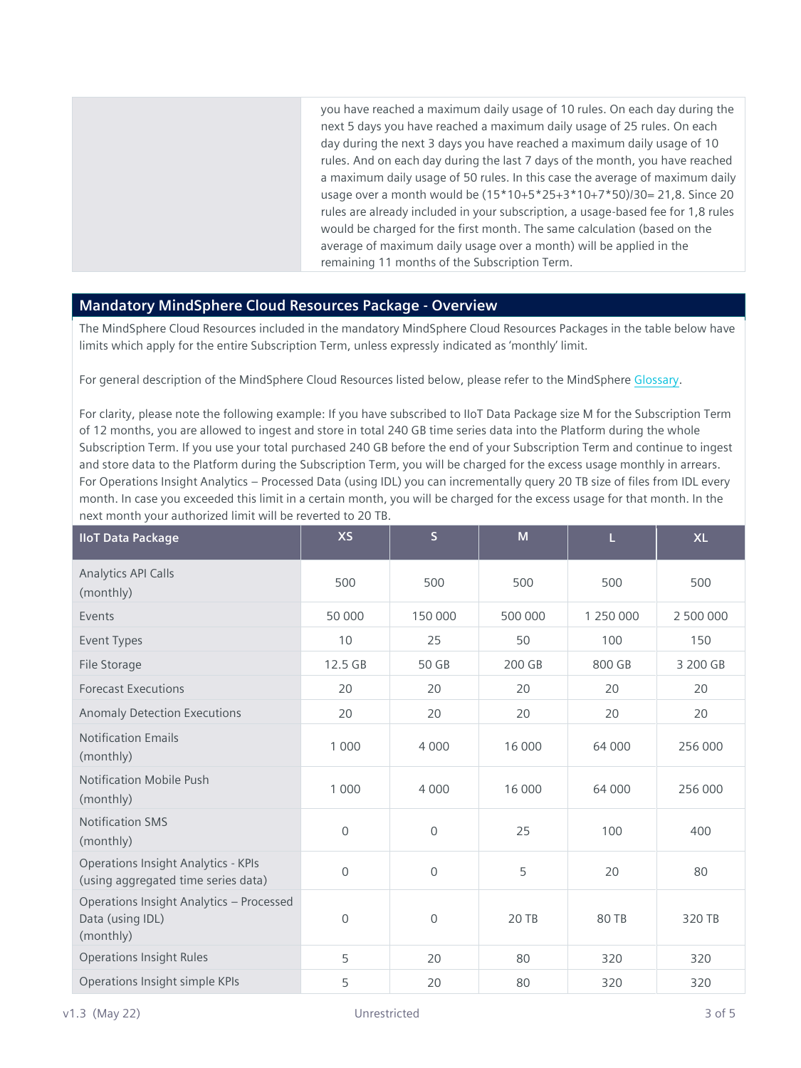| | you have reached a maximum daily usage of 10 rules. On each day during the next 5 days you have reached a maximum daily usage of 25 rules. On each day during the next 3 days you have reached a maximum daily usage of 10 rules. And on each day during the last 7 days of the month, you have reached a maximum daily usage of 50 rules. In this case the average of maximum daily usage over a month would be (15\*10+5\*25+3\*10+7\*50)/30= 21,8. Since 20 rules are already included in your subscription, a usage-based fee for 1,8 rules would be charged for the first month. The same calculation (based on the average of maximum daily usage over a month) will be applied in the remaining 11 months of the Subscription Term. |
|---|---|

## Mandatory MindSphere Cloud Resources Package - Overview

The MindSphere Cloud Resources included in the mandatory MindSphere Cloud Resources Packages in the table below have limits which apply for the entire Subscription Term, unless expressly indicated as 'monthly' limit.

For general description of the MindSphere Cloud Resources listed below, please refer to the MindSphere Glossary.

For clarity, please note the following example: If you have subscribed to IIoT Data Package size M for the Subscription Term of 12 months, you are allowed to ingest and store in total 240 GB time series data into the Platform during the whole Subscription Term. If you use your total purchased 240 GB before the end of your Subscription Term and continue to ingest and store data to the Platform during the Subscription Term, you will be charged for the excess usage monthly in arrears. For Operations Insight Analytics – Processed Data (using IDL) you can incrementally query 20 TB size of files from IDL every month. In case you exceeded this limit in a certain month, you will be charged for the excess usage for that month. In the next month your authorized limit will be reverted to 20 TB.

| IIoT Data Package | XS | S | M | L | XL |
|---|---|---|---|---|---|
| Analytics API Calls (monthly) | 500 | 500 | 500 | 500 | 500 |
| Events | 50 000 | 150 000 | 500 000 | 1 250 000 | 2 500 000 |
| Event Types | 10 | 25 | 50 | 100 | 150 |
| File Storage | 12.5 GB | 50 GB | 200 GB | 800 GB | 3 200 GB |
| Forecast Executions | 20 | 20 | 20 | 20 | 20 |
| Anomaly Detection Executions | 20 | 20 | 20 | 20 | 20 |
| Notification Emails (monthly) | 1 000 | 4 000 | 16 000 | 64 000 | 256 000 |
| Notification Mobile Push (monthly) | 1 000 | 4 000 | 16 000 | 64 000 | 256 000 |
| Notification SMS (monthly) | 0 | 0 | 25 | 100 | 400 |
| Operations Insight Analytics - KPIs (using aggregated time series data) | 0 | 0 | 5 | 20 | 80 |
| Operations Insight Analytics – Processed Data (using IDL) (monthly) | 0 | 0 | 20 TB | 80 TB | 320 TB |
| Operations Insight Rules | 5 | 20 | 80 | 320 | 320 |
| Operations Insight simple KPIs | 5 | 20 | 80 | 320 | 320 |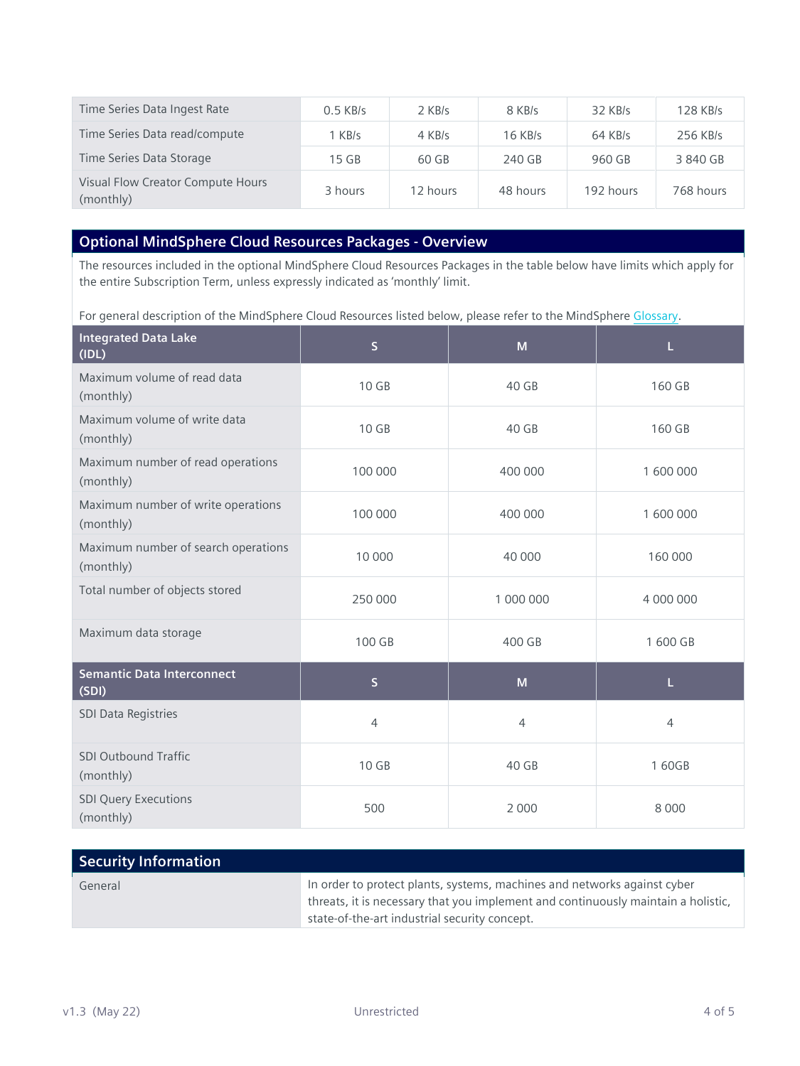| | | | | | |
|---|---|---|---|---|---|
| Time Series Data Ingest Rate | 0.5 KB/s | 2 KB/s | 8 KB/s | 32 KB/s | 128 KB/s |
| Time Series Data read/compute | 1 KB/s | 4 KB/s | 16 KB/s | 64 KB/s | 256 KB/s |
| Time Series Data Storage | 15 GB | 60 GB | 240 GB | 960 GB | 3 840 GB |
| Visual Flow Creator Compute Hours (monthly) | 3 hours | 12 hours | 48 hours | 192 hours | 768 hours |

## Optional MindSphere Cloud Resources Packages - Overview

The resources included in the optional MindSphere Cloud Resources Packages in the table below have limits which apply for the entire Subscription Term, unless expressly indicated as 'monthly' limit.

For general description of the MindSphere Cloud Resources listed below, please refer to the MindSphere Glossary.

| **Integrated Data Lake (IDL)** | **S** | **M** | **L** |
|---|---|---|---|
| Maximum volume of read data (monthly) | 10 GB | 40 GB | 160 GB |
| Maximum volume of write data (monthly) | 10 GB | 40 GB | 160 GB |
| Maximum number of read operations (monthly) | 100 000 | 400 000 | 1 600 000 |
| Maximum number of write operations (monthly) | 100 000 | 400 000 | 1 600 000 |
| Maximum number of search operations (monthly) | 10 000 | 40 000 | 160 000 |
| Total number of objects stored | 250 000 | 1 000 000 | 4 000 000 |
| Maximum data storage | 100 GB | 400 GB | 1 600 GB |
| **Semantic Data Interconnect (SDI)** | **S** | **M** | **L** |
| SDI Data Registries | 4 | 4 | 4 |
| SDI Outbound Traffic (monthly) | 10 GB | 40 GB | 1 60GB |
| SDI Query Executions (monthly) | 500 | 2 000 | 8 000 |

## Security Information

| | |
|---|---|
| General | In order to protect plants, systems, machines and networks against cyber threats, it is necessary that you implement and continuously maintain a holistic, state-of-the-art industrial security concept. |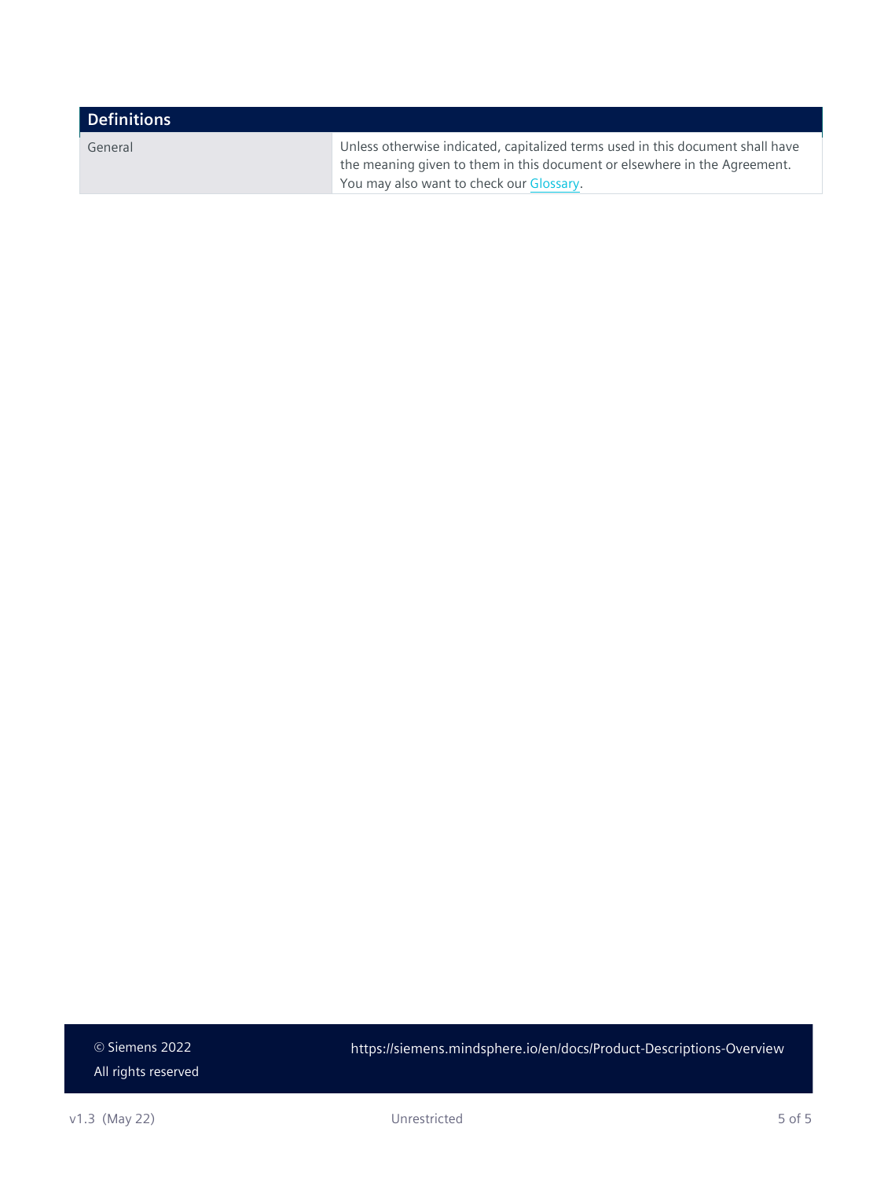| Definitions | |
|---|---|
| General | Unless otherwise indicated, capitalized terms used in this document shall have the meaning given to them in this document or elsewhere in the Agreement. You may also want to check our Glossary. |

© Siemens 2022
All rights reserved

https://siemens.mindsphere.io/en/docs/Product-Descriptions-Overview

v1.3 (May 22)

Unrestricted